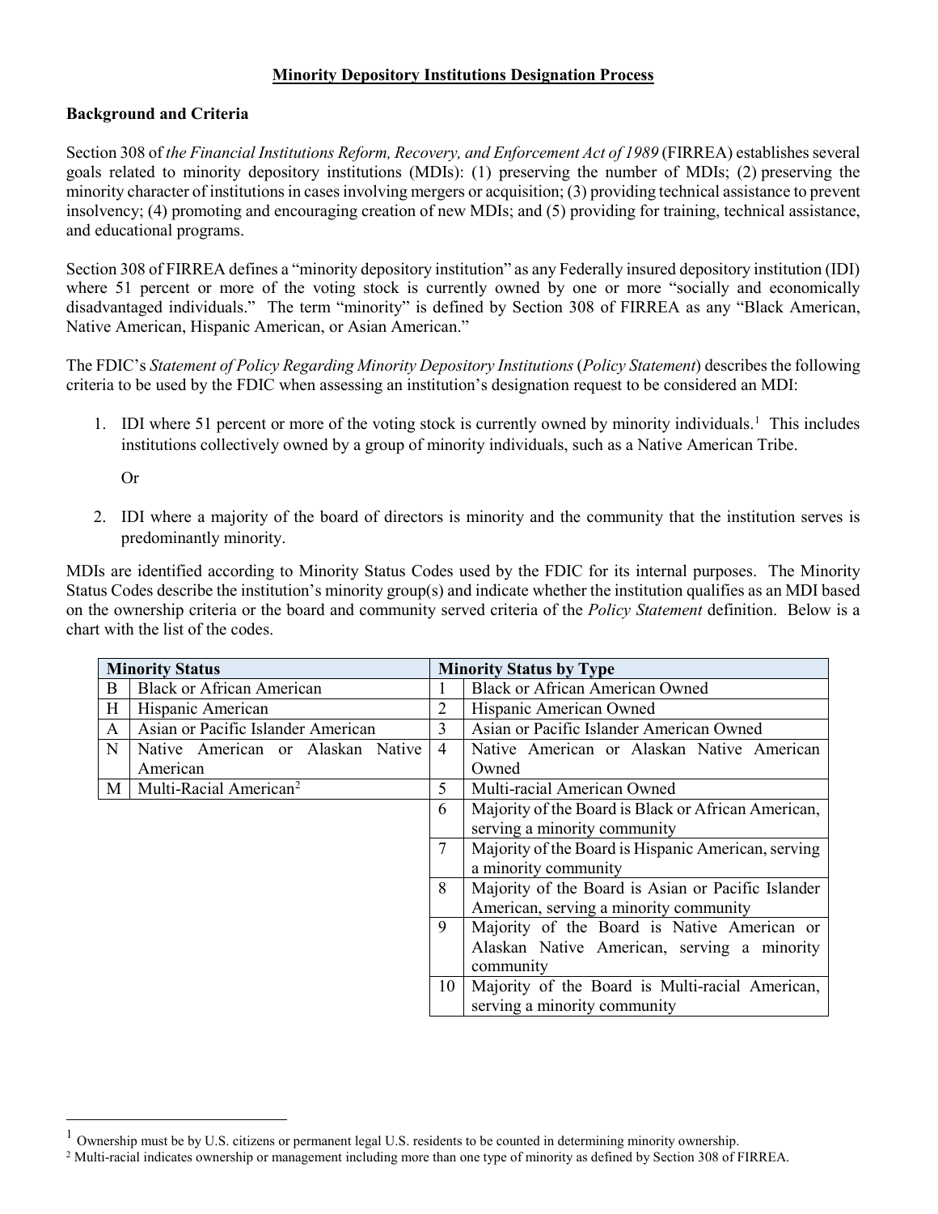# Minority Depository Institutions Designation Process

## Background and Criteria

Section 308 of *the Financial Institutions Reform, Recovery, and Enforcement Act of 1989* (FIRREA) establishes several goals related to minority depository institutions (MDIs): (1) preserving the number of MDIs; (2) preserving the minority character of institutions in cases involving mergers or acquisition; (3) providing technical assistance to prevent insolvency; (4) promoting and encouraging creation of new MDIs; and (5) providing for training, technical assistance, and educational programs.

Section 308 of FIRREA defines a "minority depository institution" as any Federally insured depository institution (IDI) where 51 percent or more of the voting stock is currently owned by one or more "socially and economically disadvantaged individuals." The term "minority" is defined by Section 308 of FIRREA as any "Black American, Native American, Hispanic American, or Asian American."

The FDIC's *Statement of Policy Regarding Minority Depository Institutions* (*Policy Statement*) describes the following criteria to be used by the FDIC when assessing an institution's designation request to be considered an MDI:

1. IDI where 51 percent or more of the voting stock is currently owned by minority individuals.[1] This includes institutions collectively owned by a group of minority individuals, such as a Native American Tribe.

   Or

2. IDI where a majority of the board of directors is minority and the community that the institution serves is predominantly minority.

MDIs are identified according to Minority Status Codes used by the FDIC for its internal purposes. The Minority Status Codes describe the institution's minority group(s) and indicate whether the institution qualifies as an MDI based on the ownership criteria or the board and community served criteria of the *Policy Statement* definition. Below is a chart with the list of the codes.

| **Minority Status** | | **Minority Status by Type** | |
|---|---|---|---|
| B | Black or African American | 1 | Black or African American Owned |
| H | Hispanic American | 2 | Hispanic American Owned |
| A | Asian or Pacific Islander American | 3 | Asian or Pacific Islander American Owned |
| N | Native American or Alaskan Native American | 4 | Native American or Alaskan Native American Owned |
| M | Multi-Racial American[2] | 5 | Multi-racial American Owned |
| | | 6 | Majority of the Board is Black or African American, serving a minority community |
| | | 7 | Majority of the Board is Hispanic American, serving a minority community |
| | | 8 | Majority of the Board is Asian or Pacific Islander American, serving a minority community |
| | | 9 | Majority of the Board is Native American or Alaskan Native American, serving a minority community |
| | | 10 | Majority of the Board is Multi-racial American, serving a minority community |

[1] Ownership must be by U.S. citizens or permanent legal U.S. residents to be counted in determining minority ownership.

[2] Multi-racial indicates ownership or management including more than one type of minority as defined by Section 308 of FIRREA.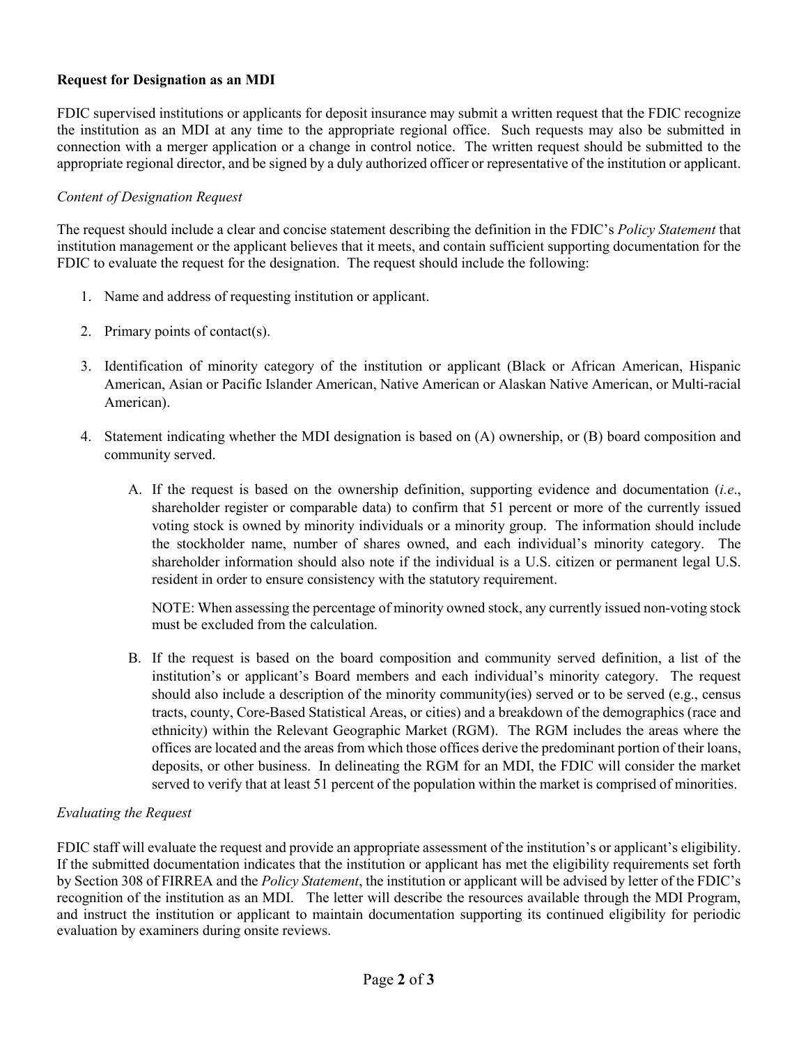**Request for Designation as an MDI**

FDIC supervised institutions or applicants for deposit insurance may submit a written request that the FDIC recognize the institution as an MDI at any time to the appropriate regional office. Such requests may also be submitted in connection with a merger application or a change in control notice. The written request should be submitted to the appropriate regional director, and be signed by a duly authorized officer or representative of the institution or applicant.

*Content of Designation Request*

The request should include a clear and concise statement describing the definition in the FDIC's *Policy Statement* that institution management or the applicant believes that it meets, and contain sufficient supporting documentation for the FDIC to evaluate the request for the designation. The request should include the following:

1. Name and address of requesting institution or applicant.

2. Primary points of contact(s).

3. Identification of minority category of the institution or applicant (Black or African American, Hispanic American, Asian or Pacific Islander American, Native American or Alaskan Native American, or Multi-racial American).

4. Statement indicating whether the MDI designation is based on (A) ownership, or (B) board composition and community served.

   A. If the request is based on the ownership definition, supporting evidence and documentation (*i.e*., shareholder register or comparable data) to confirm that 51 percent or more of the currently issued voting stock is owned by minority individuals or a minority group. The information should include the stockholder name, number of shares owned, and each individual's minority category. The shareholder information should also note if the individual is a U.S. citizen or permanent legal U.S. resident in order to ensure consistency with the statutory requirement.

   NOTE: When assessing the percentage of minority owned stock, any currently issued non-voting stock must be excluded from the calculation.

   B. If the request is based on the board composition and community served definition, a list of the institution's or applicant's Board members and each individual's minority category. The request should also include a description of the minority community(ies) served or to be served (e.g., census tracts, county, Core-Based Statistical Areas, or cities) and a breakdown of the demographics (race and ethnicity) within the Relevant Geographic Market (RGM). The RGM includes the areas where the offices are located and the areas from which those offices derive the predominant portion of their loans, deposits, or other business. In delineating the RGM for an MDI, the FDIC will consider the market served to verify that at least 51 percent of the population within the market is comprised of minorities.

*Evaluating the Request*

FDIC staff will evaluate the request and provide an appropriate assessment of the institution's or applicant's eligibility. If the submitted documentation indicates that the institution or applicant has met the eligibility requirements set forth by Section 308 of FIRREA and the *Policy Statement*, the institution or applicant will be advised by letter of the FDIC's recognition of the institution as an MDI. The letter will describe the resources available through the MDI Program, and instruct the institution or applicant to maintain documentation supporting its continued eligibility for periodic evaluation by examiners during onsite reviews.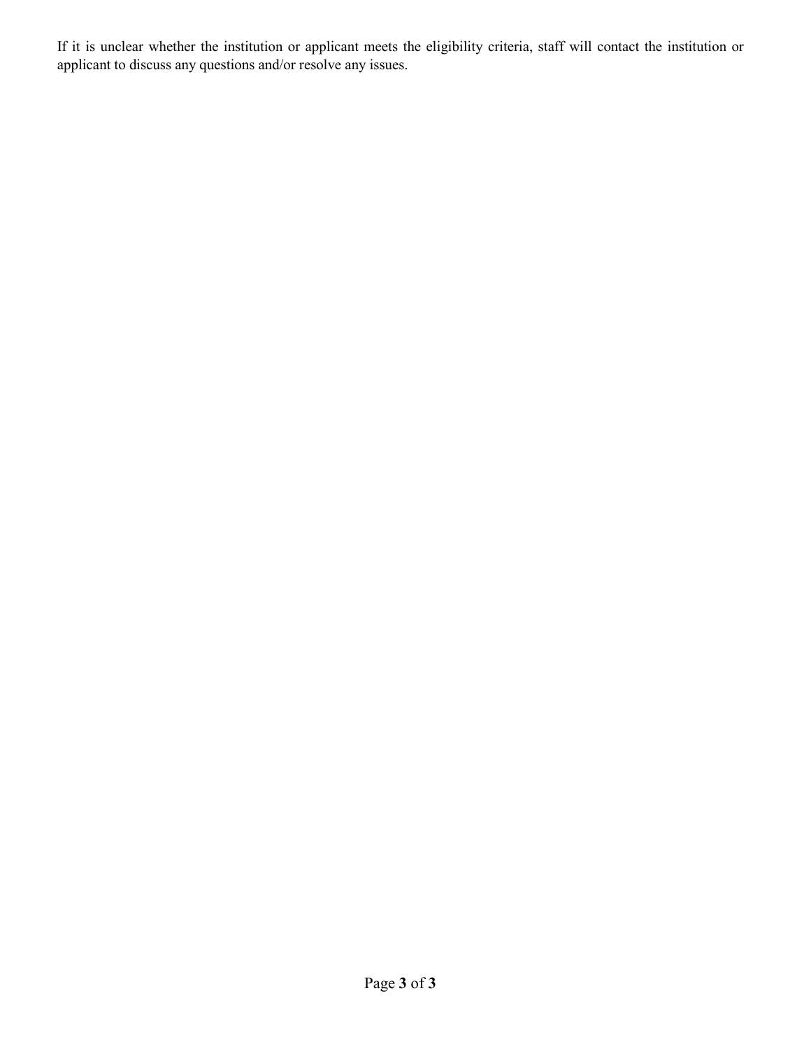If it is unclear whether the institution or applicant meets the eligibility criteria, staff will contact the institution or applicant to discuss any questions and/or resolve any issues.